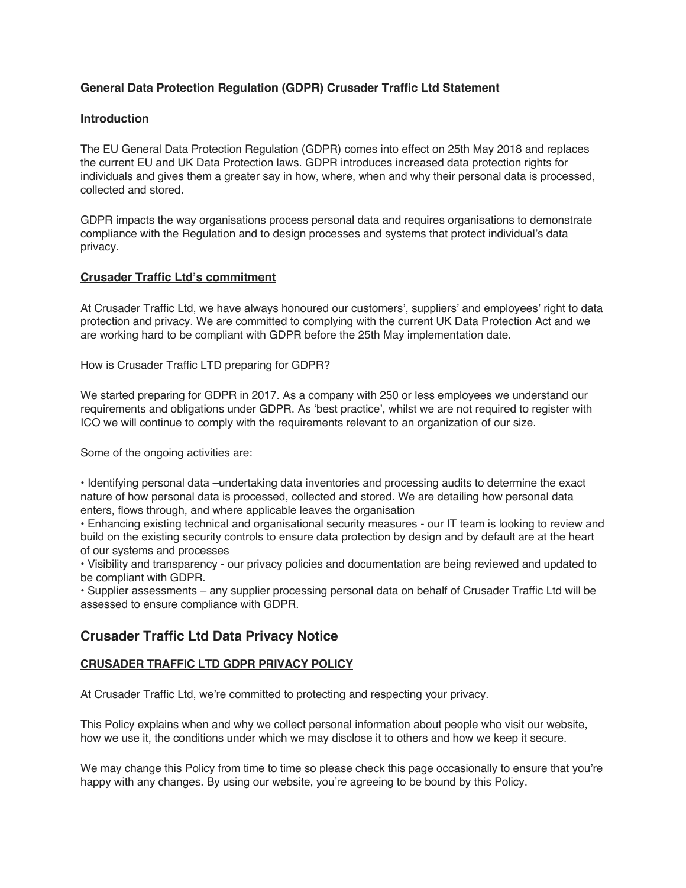**General Data Protection Regulation (GDPR) Crusader Traffic Ltd Statement**

**Introduction**

The EU General Data Protection Regulation (GDPR) comes into effect on 25th May 2018 and replaces the current EU and UK Data Protection laws. GDPR introduces increased data protection rights for individuals and gives them a greater say in how, where, when and why their personal data is processed, collected and stored.

GDPR impacts the way organisations process personal data and requires organisations to demonstrate compliance with the Regulation and to design processes and systems that protect individual's data privacy.

**Crusader Traffic Ltd's commitment**

At Crusader Traffic Ltd, we have always honoured our customers', suppliers' and employees' right to data protection and privacy. We are committed to complying with the current UK Data Protection Act and we are working hard to be compliant with GDPR before the 25th May implementation date.

How is Crusader Traffic LTD preparing for GDPR?

We started preparing for GDPR in 2017. As a company with 250 or less employees we understand our requirements and obligations under GDPR. As 'best practice', whilst we are not required to register with ICO we will continue to comply with the requirements relevant to an organization of our size.

Some of the ongoing activities are:

• Identifying personal data –undertaking data inventories and processing audits to determine the exact nature of how personal data is processed, collected and stored. We are detailing how personal data enters, flows through, and where applicable leaves the organisation
• Enhancing existing technical and organisational security measures - our IT team is looking to review and build on the existing security controls to ensure data protection by design and by default are at the heart of our systems and processes
• Visibility and transparency - our privacy policies and documentation are being reviewed and updated to be compliant with GDPR.
• Supplier assessments – any supplier processing personal data on behalf of Crusader Traffic Ltd will be assessed to ensure compliance with GDPR.

## Crusader Traffic Ltd Data Privacy Notice

**CRUSADER TRAFFIC LTD GDPR PRIVACY POLICY**

At Crusader Traffic Ltd, we're committed to protecting and respecting your privacy.

This Policy explains when and why we collect personal information about people who visit our website, how we use it, the conditions under which we may disclose it to others and how we keep it secure.

We may change this Policy from time to time so please check this page occasionally to ensure that you're happy with any changes. By using our website, you're agreeing to be bound by this Policy.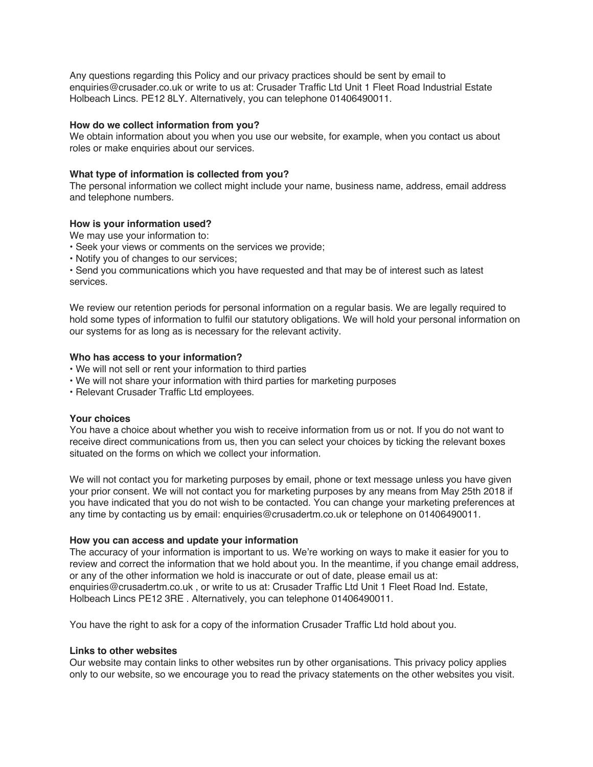Any questions regarding this Policy and our privacy practices should be sent by email to enquiries@crusader.co.uk or write to us at: Crusader Traffic Ltd Unit 1 Fleet Road Industrial Estate Holbeach Lincs. PE12 8LY. Alternatively, you can telephone 01406490011.

**How do we collect information from you?**
We obtain information about you when you use our website, for example, when you contact us about roles or make enquiries about our services.

**What type of information is collected from you?**
The personal information we collect might include your name, business name, address, email address and telephone numbers.

**How is your information used?**
We may use your information to:

- Seek your views or comments on the services we provide;
- Notify you of changes to our services;
- Send you communications which you have requested and that may be of interest such as latest services.

We review our retention periods for personal information on a regular basis. We are legally required to hold some types of information to fulfil our statutory obligations. We will hold your personal information on our systems for as long as is necessary for the relevant activity.

**Who has access to your information?**

- We will not sell or rent your information to third parties
- We will not share your information with third parties for marketing purposes
- Relevant Crusader Traffic Ltd employees.

**Your choices**
You have a choice about whether you wish to receive information from us or not. If you do not want to receive direct communications from us, then you can select your choices by ticking the relevant boxes situated on the forms on which we collect your information.

We will not contact you for marketing purposes by email, phone or text message unless you have given your prior consent. We will not contact you for marketing purposes by any means from May 25th 2018 if you have indicated that you do not wish to be contacted. You can change your marketing preferences at any time by contacting us by email: enquiries@crusadertm.co.uk or telephone on 01406490011.

**How you can access and update your information**
The accuracy of your information is important to us. We're working on ways to make it easier for you to review and correct the information that we hold about you. In the meantime, if you change email address, or any of the other information we hold is inaccurate or out of date, please email us at: enquiries@crusadertm.co.uk , or write to us at: Crusader Traffic Ltd Unit 1 Fleet Road Ind. Estate, Holbeach Lincs PE12 3RE . Alternatively, you can telephone 01406490011.

You have the right to ask for a copy of the information Crusader Traffic Ltd hold about you.

**Links to other websites**
Our website may contain links to other websites run by other organisations. This privacy policy applies only to our website, so we encourage you to read the privacy statements on the other websites you visit.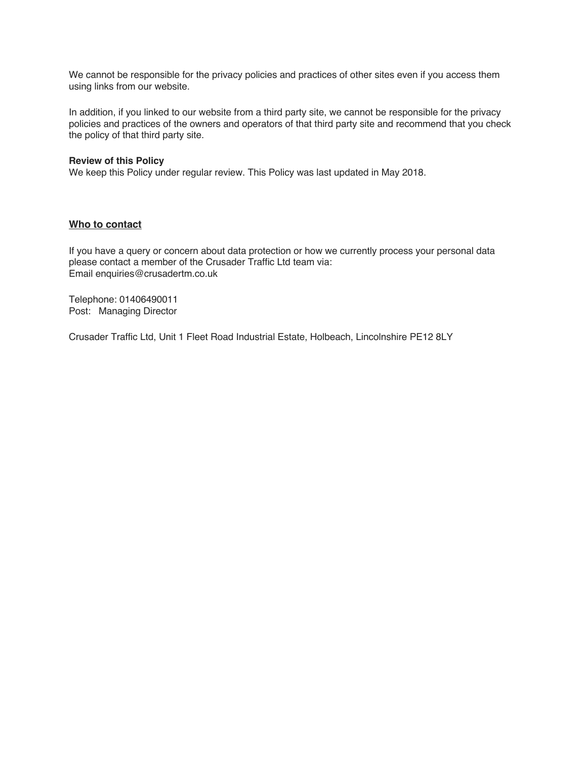We cannot be responsible for the privacy policies and practices of other sites even if you access them using links from our website.

In addition, if you linked to our website from a third party site, we cannot be responsible for the privacy policies and practices of the owners and operators of that third party site and recommend that you check the policy of that third party site.

**Review of this Policy**
We keep this Policy under regular review. This Policy was last updated in May 2018.

## Who to contact

If you have a query or concern about data protection or how we currently process your personal data please contact a member of the Crusader Traffic Ltd team via:
Email enquiries@crusadertm.co.uk

Telephone: 01406490011
Post: Managing Director

Crusader Traffic Ltd, Unit 1 Fleet Road Industrial Estate, Holbeach, Lincolnshire PE12 8LY